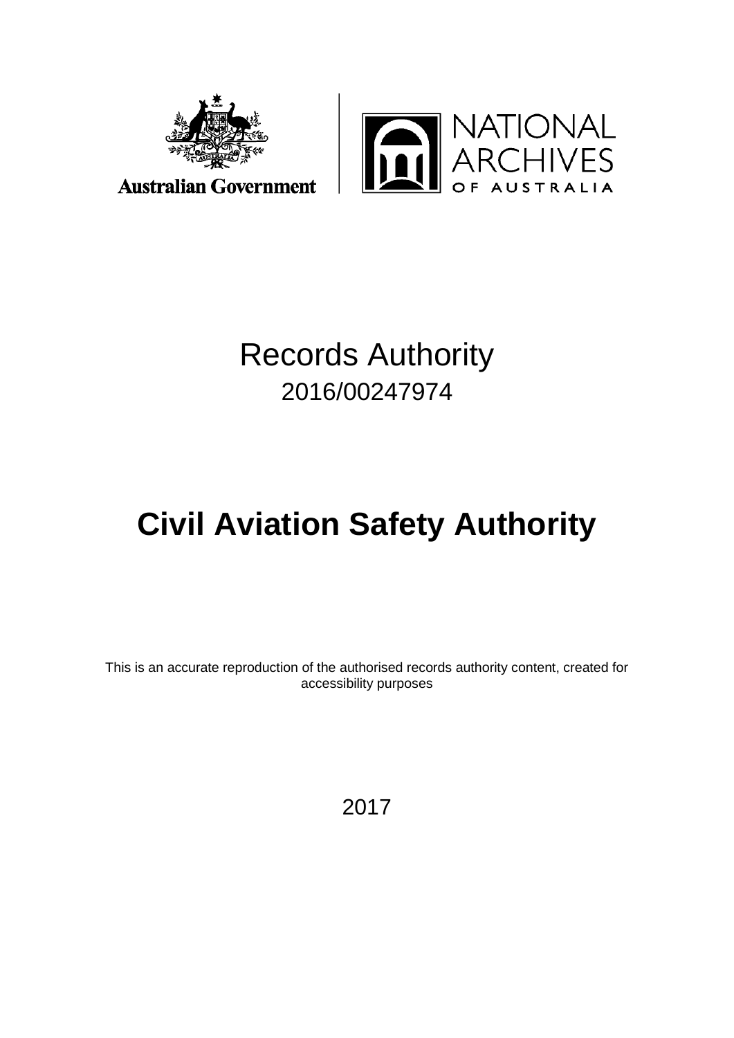Australian Government

NATIONAL ARCHIVES OF AUSTRALIA

# Records Authority

2016/00247974

# **Civil Aviation Safety Authority**

This is an accurate reproduction of the authorised records authority content, created for accessibility purposes

2017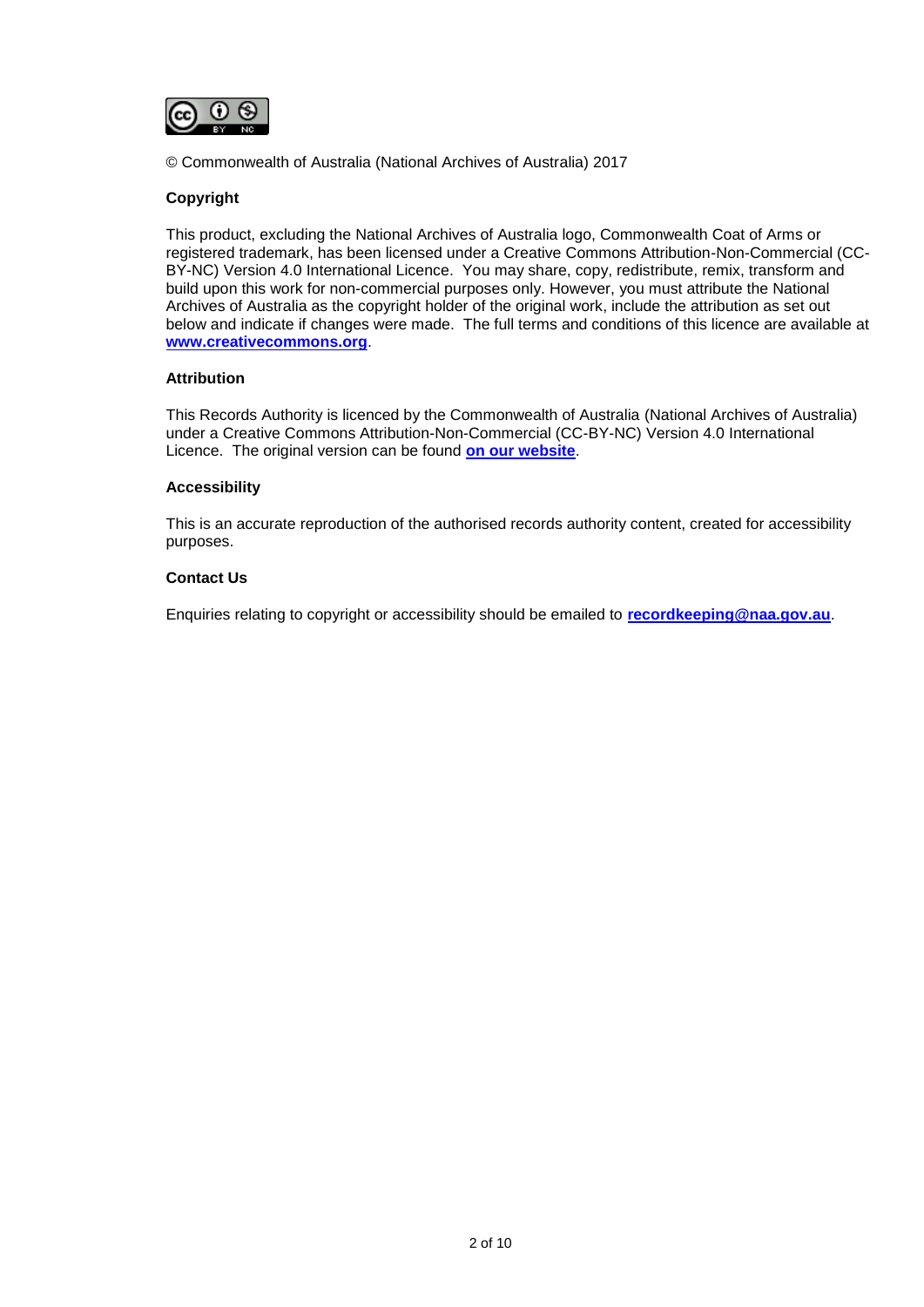© Commonwealth of Australia (National Archives of Australia) 2017

**Copyright**

This product, excluding the National Archives of Australia logo, Commonwealth Coat of Arms or registered trademark, has been licensed under a Creative Commons Attribution-Non-Commercial (CC-BY-NC) Version 4.0 International Licence. You may share, copy, redistribute, remix, transform and build upon this work for non-commercial purposes only. However, you must attribute the National Archives of Australia as the copyright holder of the original work, include the attribution as set out below and indicate if changes were made. The full terms and conditions of this licence are available at **www.creativecommons.org**.

**Attribution**

This Records Authority is licenced by the Commonwealth of Australia (National Archives of Australia) under a Creative Commons Attribution-Non-Commercial (CC-BY-NC) Version 4.0 International Licence. The original version can be found **on our website**.

**Accessibility**

This is an accurate reproduction of the authorised records authority content, created for accessibility purposes.

**Contact Us**

Enquiries relating to copyright or accessibility should be emailed to **recordkeeping@naa.gov.au**.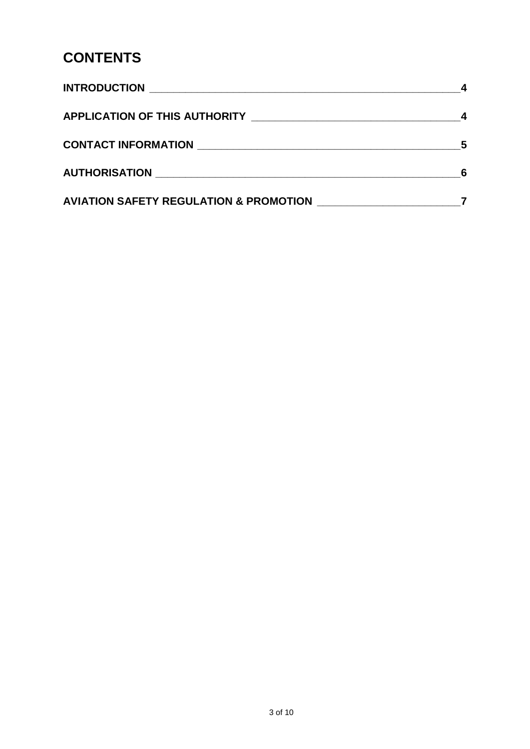# CONTENTS

**INTRODUCTION** **4**

**APPLICATION OF THIS AUTHORITY** **4**

**CONTACT INFORMATION** **5**

**AUTHORISATION** **6**

**AVIATION SAFETY REGULATION & PROMOTION** **7**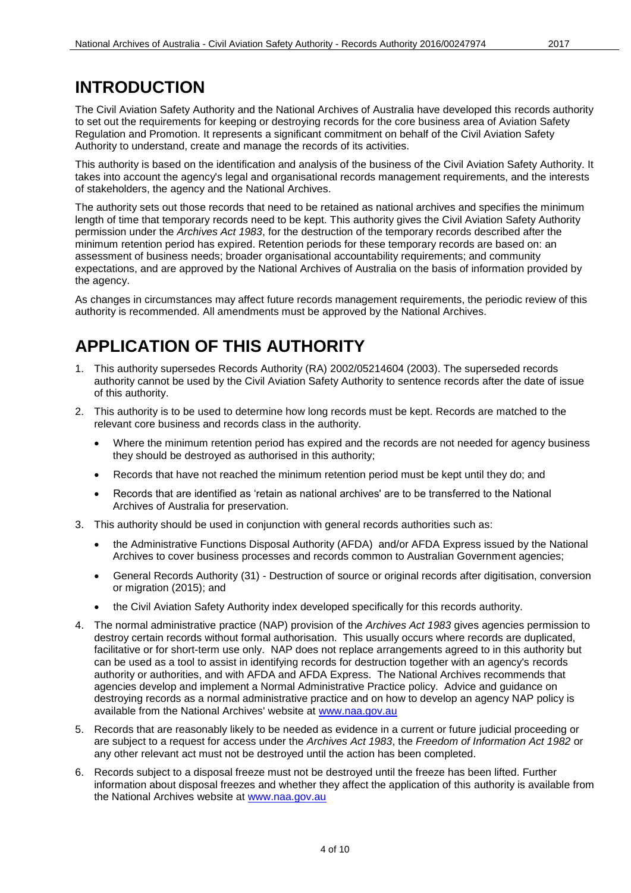# INTRODUCTION

The Civil Aviation Safety Authority and the National Archives of Australia have developed this records authority to set out the requirements for keeping or destroying records for the core business area of Aviation Safety Regulation and Promotion. It represents a significant commitment on behalf of the Civil Aviation Safety Authority to understand, create and manage the records of its activities.

This authority is based on the identification and analysis of the business of the Civil Aviation Safety Authority. It takes into account the agency's legal and organisational records management requirements, and the interests of stakeholders, the agency and the National Archives.

The authority sets out those records that need to be retained as national archives and specifies the minimum length of time that temporary records need to be kept. This authority gives the Civil Aviation Safety Authority permission under the *Archives Act 1983*, for the destruction of the temporary records described after the minimum retention period has expired. Retention periods for these temporary records are based on: an assessment of business needs; broader organisational accountability requirements; and community expectations, and are approved by the National Archives of Australia on the basis of information provided by the agency.

As changes in circumstances may affect future records management requirements, the periodic review of this authority is recommended. All amendments must be approved by the National Archives.

# APPLICATION OF THIS AUTHORITY

1. This authority supersedes Records Authority (RA) 2002/05214604 (2003). The superseded records authority cannot be used by the Civil Aviation Safety Authority to sentence records after the date of issue of this authority.
2. This authority is to be used to determine how long records must be kept. Records are matched to the relevant core business and records class in the authority.
   - Where the minimum retention period has expired and the records are not needed for agency business they should be destroyed as authorised in this authority;
   - Records that have not reached the minimum retention period must be kept until they do; and
   - Records that are identified as 'retain as national archives' are to be transferred to the National Archives of Australia for preservation.
3. This authority should be used in conjunction with general records authorities such as:
   - the Administrative Functions Disposal Authority (AFDA) and/or AFDA Express issued by the National Archives to cover business processes and records common to Australian Government agencies;
   - General Records Authority (31) - Destruction of source or original records after digitisation, conversion or migration (2015); and
   - the Civil Aviation Safety Authority index developed specifically for this records authority.
4. The normal administrative practice (NAP) provision of the *Archives Act 1983* gives agencies permission to destroy certain records without formal authorisation. This usually occurs where records are duplicated, facilitative or for short-term use only. NAP does not replace arrangements agreed to in this authority but can be used as a tool to assist in identifying records for destruction together with an agency's records authority or authorities, and with AFDA and AFDA Express. The National Archives recommends that agencies develop and implement a Normal Administrative Practice policy. Advice and guidance on destroying records as a normal administrative practice and on how to develop an agency NAP policy is available from the National Archives' website at www.naa.gov.au
5. Records that are reasonably likely to be needed as evidence in a current or future judicial proceeding or are subject to a request for access under the *Archives Act 1983*, the *Freedom of Information Act 1982* or any other relevant act must not be destroyed until the action has been completed.
6. Records subject to a disposal freeze must not be destroyed until the freeze has been lifted. Further information about disposal freezes and whether they affect the application of this authority is available from the National Archives website at www.naa.gov.au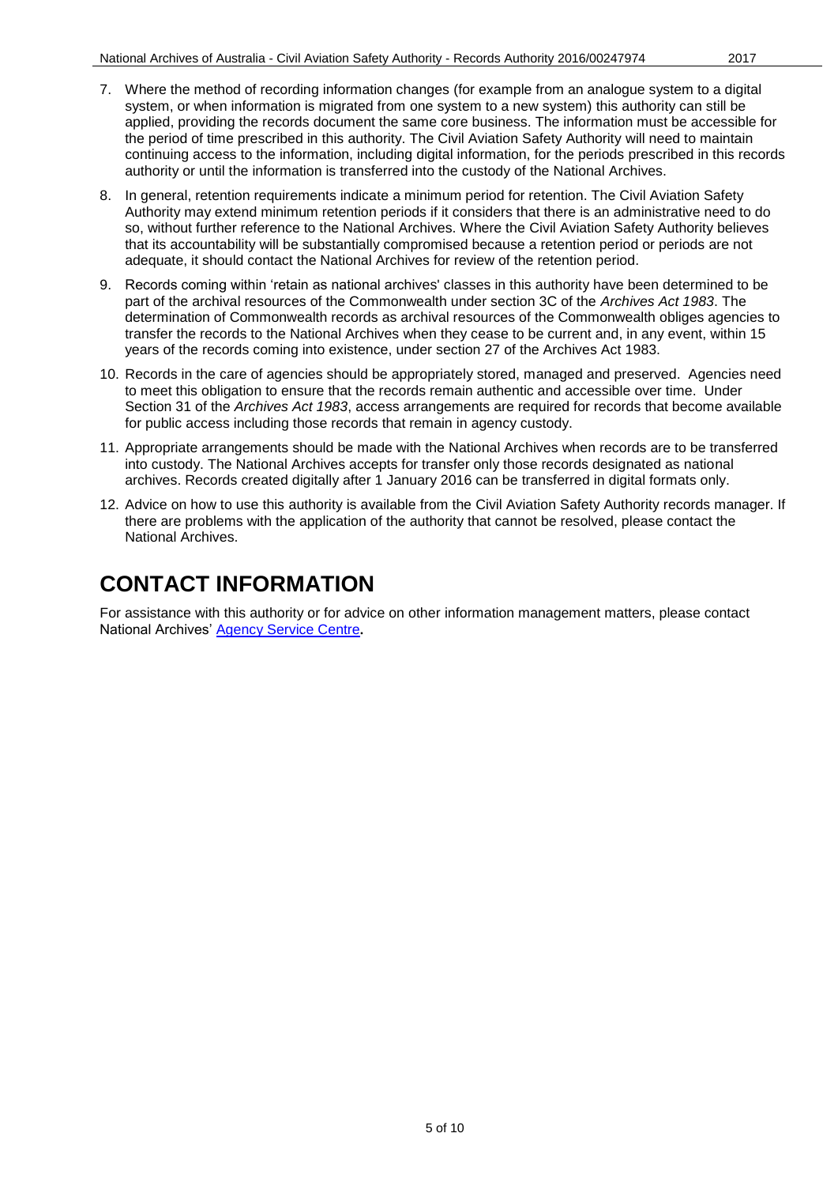7. Where the method of recording information changes (for example from an analogue system to a digital system, or when information is migrated from one system to a new system) this authority can still be applied, providing the records document the same core business. The information must be accessible for the period of time prescribed in this authority. The Civil Aviation Safety Authority will need to maintain continuing access to the information, including digital information, for the periods prescribed in this records authority or until the information is transferred into the custody of the National Archives.
8. In general, retention requirements indicate a minimum period for retention. The Civil Aviation Safety Authority may extend minimum retention periods if it considers that there is an administrative need to do so, without further reference to the National Archives. Where the Civil Aviation Safety Authority believes that its accountability will be substantially compromised because a retention period or periods are not adequate, it should contact the National Archives for review of the retention period.
9. Records coming within 'retain as national archives' classes in this authority have been determined to be part of the archival resources of the Commonwealth under section 3C of the *Archives Act 1983*. The determination of Commonwealth records as archival resources of the Commonwealth obliges agencies to transfer the records to the National Archives when they cease to be current and, in any event, within 15 years of the records coming into existence, under section 27 of the Archives Act 1983.
10. Records in the care of agencies should be appropriately stored, managed and preserved. Agencies need to meet this obligation to ensure that the records remain authentic and accessible over time. Under Section 31 of the *Archives Act 1983*, access arrangements are required for records that become available for public access including those records that remain in agency custody.
11. Appropriate arrangements should be made with the National Archives when records are to be transferred into custody. The National Archives accepts for transfer only those records designated as national archives. Records created digitally after 1 January 2016 can be transferred in digital formats only.
12. Advice on how to use this authority is available from the Civil Aviation Safety Authority records manager. If there are problems with the application of the authority that cannot be resolved, please contact the National Archives.

# CONTACT INFORMATION

For assistance with this authority or for advice on other information management matters, please contact National Archives' Agency Service Centre**.**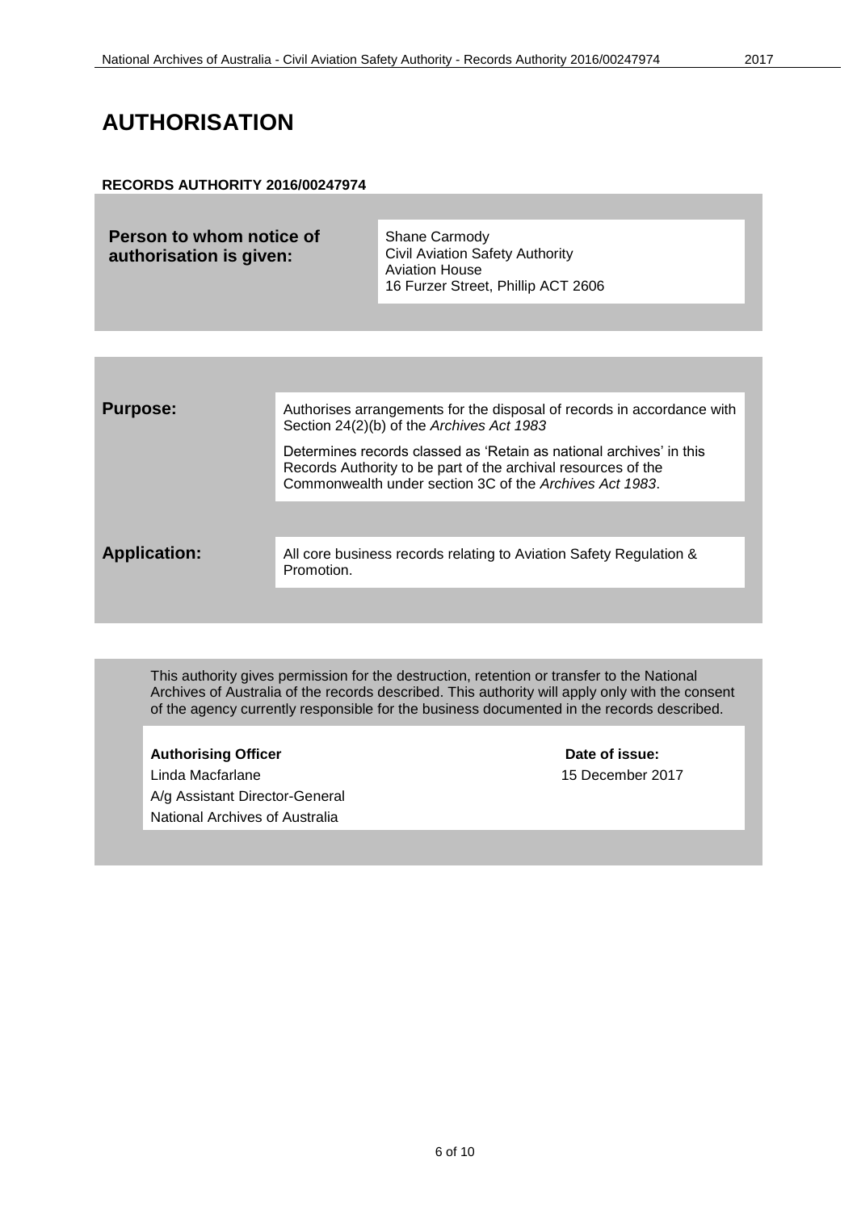# AUTHORISATION

**RECORDS AUTHORITY 2016/00247974**

| | |
|---|---|
| **Person to whom notice of authorisation is given:** | Shane Carmody<br>Civil Aviation Safety Authority<br>Aviation House<br>16 Furzer Street, Phillip ACT 2606 |

| | |
|---|---|
| **Purpose:** | Authorises arrangements for the disposal of records in accordance with Section 24(2)(b) of the *Archives Act 1983*<br><br>Determines records classed as 'Retain as national archives' in this Records Authority to be part of the archival resources of the Commonwealth under section 3C of the *Archives Act 1983*. |
| **Application:** | All core business records relating to Aviation Safety Regulation & Promotion. |

This authority gives permission for the destruction, retention or transfer to the National Archives of Australia of the records described. This authority will apply only with the consent of the agency currently responsible for the business documented in the records described.

| **Authorising Officer** | **Date of issue:** |
|---|---|
| Linda Macfarlane<br>A/g Assistant Director-General<br>National Archives of Australia | 15 December 2017 |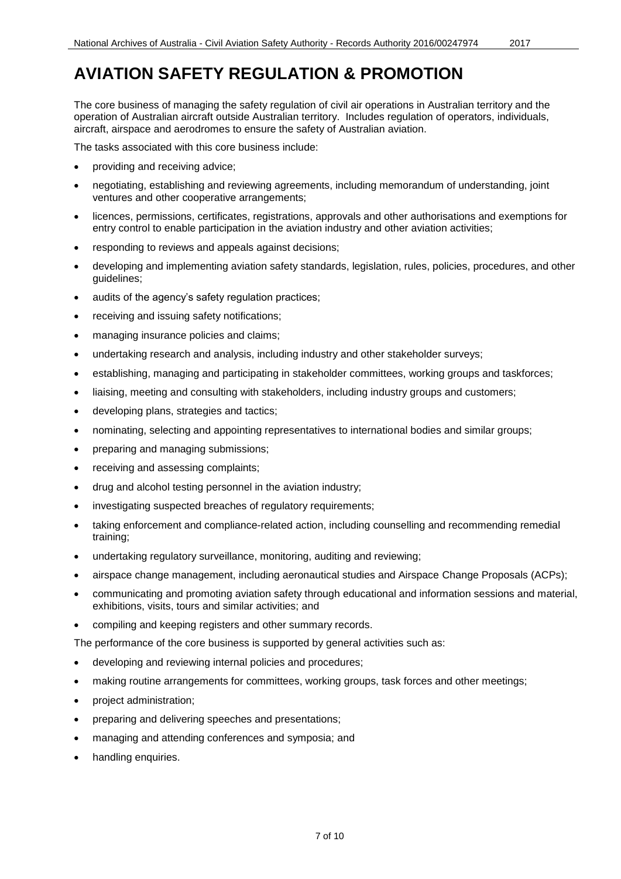# AVIATION SAFETY REGULATION & PROMOTION

The core business of managing the safety regulation of civil air operations in Australian territory and the operation of Australian aircraft outside Australian territory. Includes regulation of operators, individuals, aircraft, airspace and aerodromes to ensure the safety of Australian aviation.

The tasks associated with this core business include:

- providing and receiving advice;
- negotiating, establishing and reviewing agreements, including memorandum of understanding, joint ventures and other cooperative arrangements;
- licences, permissions, certificates, registrations, approvals and other authorisations and exemptions for entry control to enable participation in the aviation industry and other aviation activities;
- responding to reviews and appeals against decisions;
- developing and implementing aviation safety standards, legislation, rules, policies, procedures, and other guidelines;
- audits of the agency's safety regulation practices;
- receiving and issuing safety notifications;
- managing insurance policies and claims;
- undertaking research and analysis, including industry and other stakeholder surveys;
- establishing, managing and participating in stakeholder committees, working groups and taskforces;
- liaising, meeting and consulting with stakeholders, including industry groups and customers;
- developing plans, strategies and tactics;
- nominating, selecting and appointing representatives to international bodies and similar groups;
- preparing and managing submissions;
- receiving and assessing complaints;
- drug and alcohol testing personnel in the aviation industry;
- investigating suspected breaches of regulatory requirements;
- taking enforcement and compliance-related action, including counselling and recommending remedial training;
- undertaking regulatory surveillance, monitoring, auditing and reviewing;
- airspace change management, including aeronautical studies and Airspace Change Proposals (ACPs);
- communicating and promoting aviation safety through educational and information sessions and material, exhibitions, visits, tours and similar activities; and
- compiling and keeping registers and other summary records.

The performance of the core business is supported by general activities such as:

- developing and reviewing internal policies and procedures;
- making routine arrangements for committees, working groups, task forces and other meetings;
- project administration;
- preparing and delivering speeches and presentations;
- managing and attending conferences and symposia; and
- handling enquiries.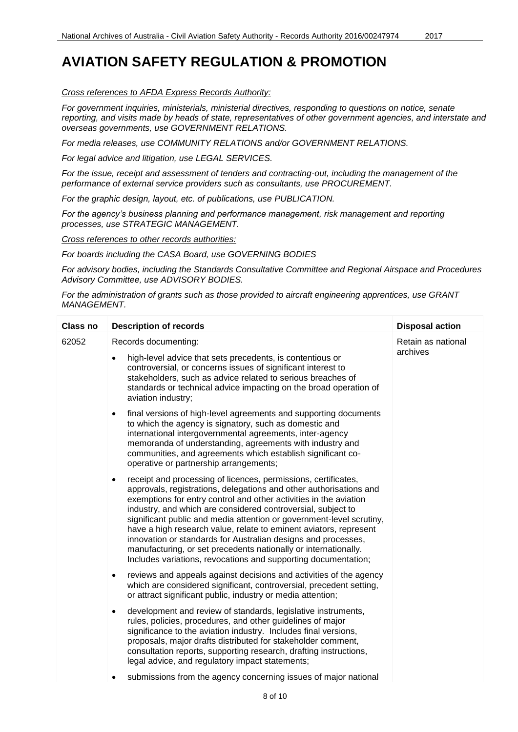# AVIATION SAFETY REGULATION & PROMOTION

*Cross references to AFDA Express Records Authority:*

*For government inquiries, ministerials, ministerial directives, responding to questions on notice, senate reporting, and visits made by heads of state, representatives of other government agencies, and interstate and overseas governments, use GOVERNMENT RELATIONS.*

*For media releases, use COMMUNITY RELATIONS and/or GOVERNMENT RELATIONS.*

*For legal advice and litigation, use LEGAL SERVICES.*

*For the issue, receipt and assessment of tenders and contracting-out, including the management of the performance of external service providers such as consultants, use PROCUREMENT.*

*For the graphic design, layout, etc. of publications, use PUBLICATION.*

*For the agency's business planning and performance management, risk management and reporting processes, use STRATEGIC MANAGEMENT.*

*Cross references to other records authorities:*

*For boards including the CASA Board, use GOVERNING BODIES*

*For advisory bodies, including the Standards Consultative Committee and Regional Airspace and Procedures Advisory Committee, use ADVISORY BODIES.*

*For the administration of grants such as those provided to aircraft engineering apprentices, use GRANT MANAGEMENT.*

| Class no | Description of records | Disposal action |
|---|---|---|
| 62052 | Records documenting:<br><br>• high-level advice that sets precedents, is contentious or controversial, or concerns issues of significant interest to stakeholders, such as advice related to serious breaches of standards or technical advice impacting on the broad operation of aviation industry;<br><br>• final versions of high-level agreements and supporting documents to which the agency is signatory, such as domestic and international intergovernmental agreements, inter-agency memoranda of understanding, agreements with industry and communities, and agreements which establish significant co-operative or partnership arrangements;<br><br>• receipt and processing of licences, permissions, certificates, approvals, registrations, delegations and other authorisations and exemptions for entry control and other activities in the aviation industry, and which are considered controversial, subject to significant public and media attention or government-level scrutiny, have a high research value, relate to eminent aviators, represent innovation or standards for Australian designs and processes, manufacturing, or set precedents nationally or internationally. Includes variations, revocations and supporting documentation;<br><br>• reviews and appeals against decisions and activities of the agency which are considered significant, controversial, precedent setting, or attract significant public, industry or media attention;<br><br>• development and review of standards, legislative instruments, rules, policies, procedures, and other guidelines of major significance to the aviation industry. Includes final versions, proposals, major drafts distributed for stakeholder comment, consultation reports, supporting research, drafting instructions, legal advice, and regulatory impact statements;<br><br>• submissions from the agency concerning issues of major national | Retain as national archives |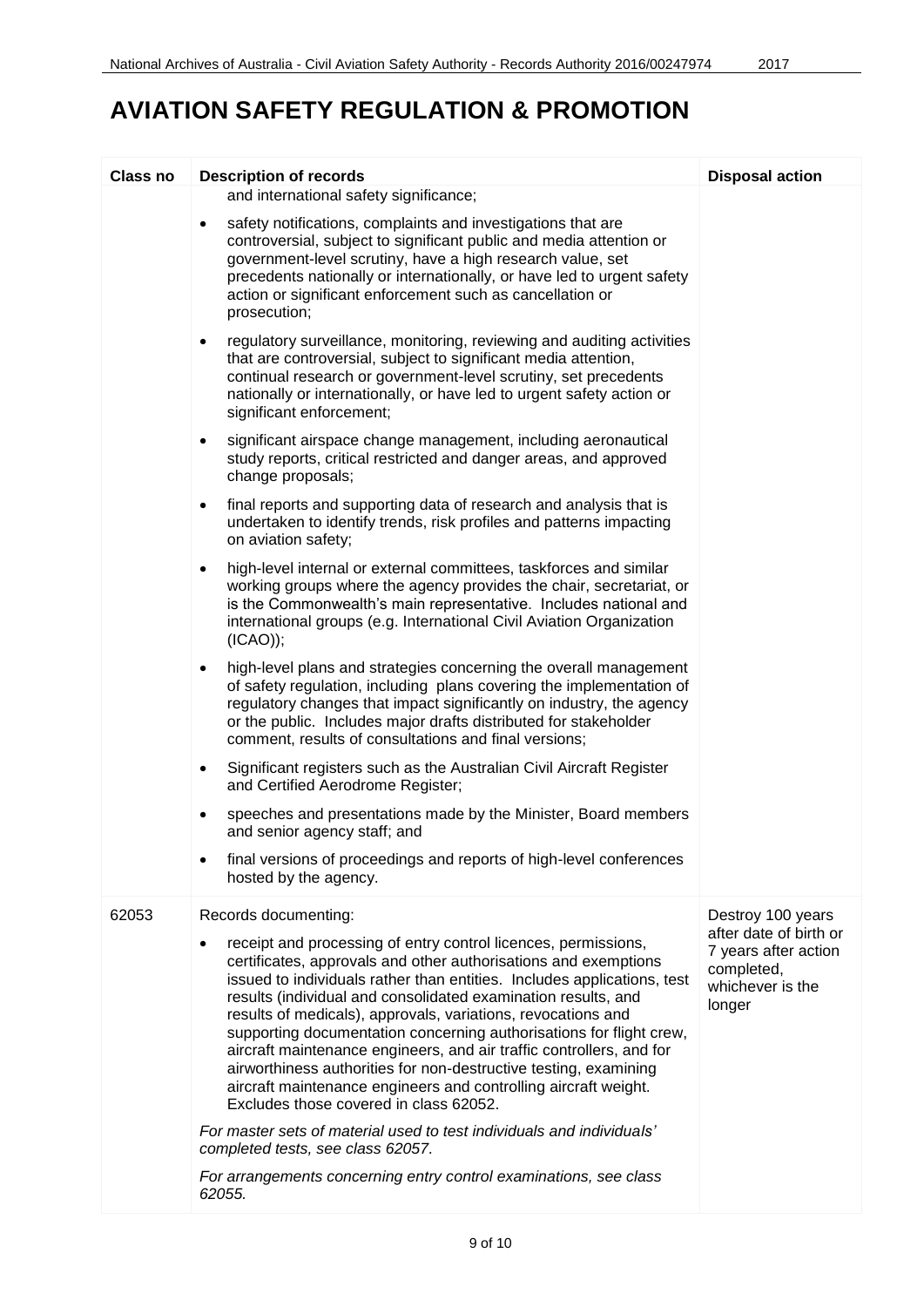# AVIATION SAFETY REGULATION & PROMOTION

| Class no | Description of records | Disposal action |
|---|---|---|
| | and international safety significance;<br><br>• safety notifications, complaints and investigations that are controversial, subject to significant public and media attention or government-level scrutiny, have a high research value, set precedents nationally or internationally, or have led to urgent safety action or significant enforcement such as cancellation or prosecution;<br><br>• regulatory surveillance, monitoring, reviewing and auditing activities that are controversial, subject to significant media attention, continual research or government-level scrutiny, set precedents nationally or internationally, or have led to urgent safety action or significant enforcement;<br><br>• significant airspace change management, including aeronautical study reports, critical restricted and danger areas, and approved change proposals;<br><br>• final reports and supporting data of research and analysis that is undertaken to identify trends, risk profiles and patterns impacting on aviation safety;<br><br>• high-level internal or external committees, taskforces and similar working groups where the agency provides the chair, secretariat, or is the Commonwealth's main representative. Includes national and international groups (e.g. International Civil Aviation Organization (ICAO));<br><br>• high-level plans and strategies concerning the overall management of safety regulation, including plans covering the implementation of regulatory changes that impact significantly on industry, the agency or the public. Includes major drafts distributed for stakeholder comment, results of consultations and final versions;<br><br>• Significant registers such as the Australian Civil Aircraft Register and Certified Aerodrome Register;<br><br>• speeches and presentations made by the Minister, Board members and senior agency staff; and<br><br>• final versions of proceedings and reports of high-level conferences hosted by the agency. | |
| 62053 | Records documenting:<br><br>• receipt and processing of entry control licences, permissions, certificates, approvals and other authorisations and exemptions issued to individuals rather than entities. Includes applications, test results (individual and consolidated examination results, and results of medicals), approvals, variations, revocations and supporting documentation concerning authorisations for flight crew, aircraft maintenance engineers, and air traffic controllers, and for airworthiness authorities for non-destructive testing, examining aircraft maintenance engineers and controlling aircraft weight. Excludes those covered in class 62052.<br><br>*For master sets of material used to test individuals and individuals' completed tests, see class 62057.*<br><br>*For arrangements concerning entry control examinations, see class 62055.* | Destroy 100 years after date of birth or 7 years after action completed, whichever is the longer |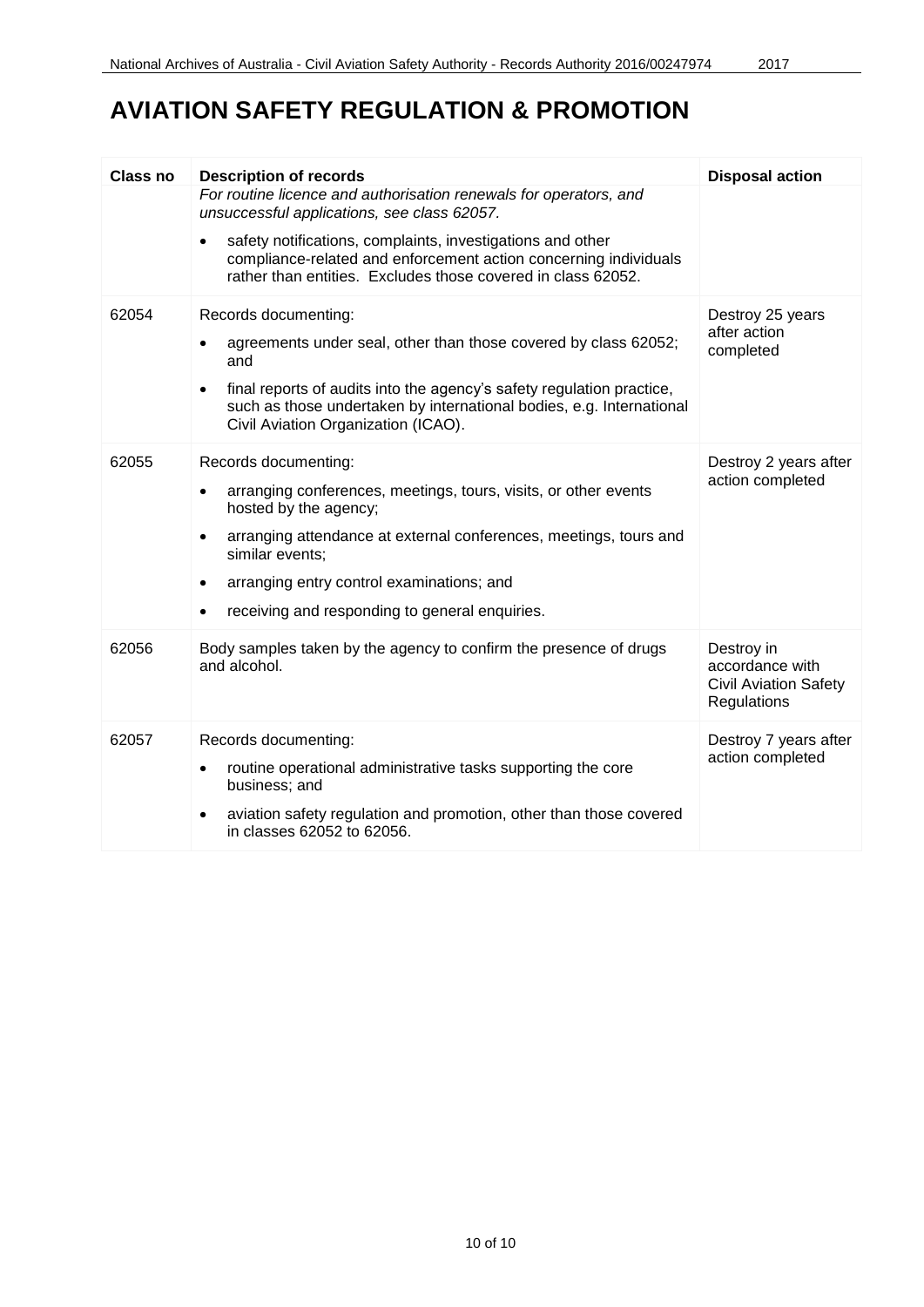# AVIATION SAFETY REGULATION & PROMOTION

| Class no | Description of records | Disposal action |
|---|---|---|
| | *For routine licence and authorisation renewals for operators, and unsuccessful applications, see class 62057.*<br><br>• safety notifications, complaints, investigations and other compliance-related and enforcement action concerning individuals rather than entities. Excludes those covered in class 62052. | |
| 62054 | Records documenting:<br><br>• agreements under seal, other than those covered by class 62052; and<br><br>• final reports of audits into the agency's safety regulation practice, such as those undertaken by international bodies, e.g. International Civil Aviation Organization (ICAO). | Destroy 25 years after action completed |
| 62055 | Records documenting:<br><br>• arranging conferences, meetings, tours, visits, or other events hosted by the agency;<br><br>• arranging attendance at external conferences, meetings, tours and similar events;<br><br>• arranging entry control examinations; and<br><br>• receiving and responding to general enquiries. | Destroy 2 years after action completed |
| 62056 | Body samples taken by the agency to confirm the presence of drugs and alcohol. | Destroy in accordance with Civil Aviation Safety Regulations |
| 62057 | Records documenting:<br><br>• routine operational administrative tasks supporting the core business; and<br><br>• aviation safety regulation and promotion, other than those covered in classes 62052 to 62056. | Destroy 7 years after action completed |